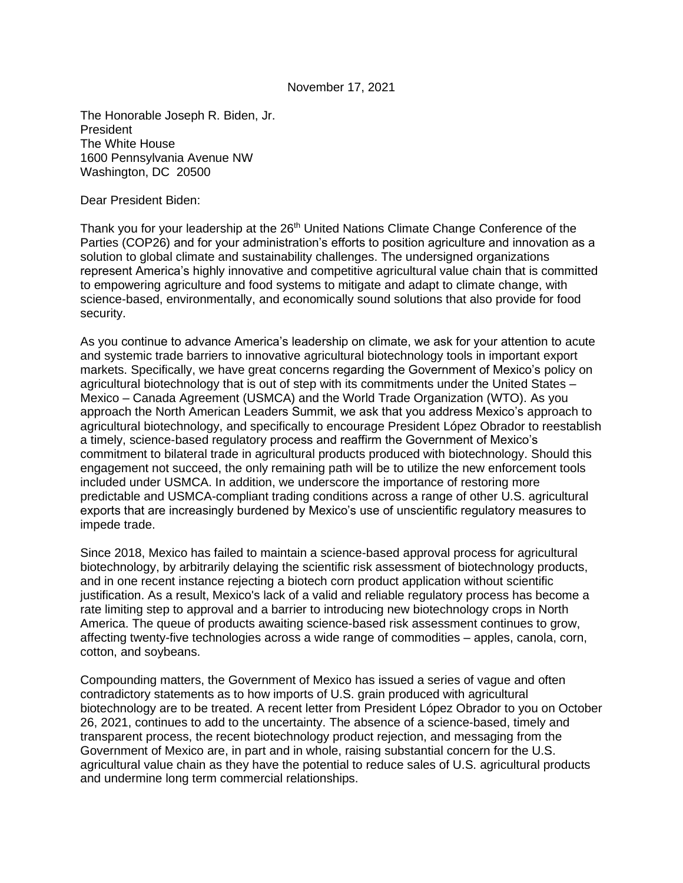November 17, 2021

The Honorable Joseph R. Biden, Jr.
President
The White House
1600 Pennsylvania Avenue NW
Washington, DC 20500

Dear President Biden:

Thank you for your leadership at the 26th United Nations Climate Change Conference of the Parties (COP26) and for your administration's efforts to position agriculture and innovation as a solution to global climate and sustainability challenges. The undersigned organizations represent America's highly innovative and competitive agricultural value chain that is committed to empowering agriculture and food systems to mitigate and adapt to climate change, with science-based, environmentally, and economically sound solutions that also provide for food security.

As you continue to advance America's leadership on climate, we ask for your attention to acute and systemic trade barriers to innovative agricultural biotechnology tools in important export markets. Specifically, we have great concerns regarding the Government of Mexico's policy on agricultural biotechnology that is out of step with its commitments under the United States – Mexico – Canada Agreement (USMCA) and the World Trade Organization (WTO). As you approach the North American Leaders Summit, we ask that you address Mexico's approach to agricultural biotechnology, and specifically to encourage President López Obrador to reestablish a timely, science-based regulatory process and reaffirm the Government of Mexico's commitment to bilateral trade in agricultural products produced with biotechnology. Should this engagement not succeed, the only remaining path will be to utilize the new enforcement tools included under USMCA. In addition, we underscore the importance of restoring more predictable and USMCA-compliant trading conditions across a range of other U.S. agricultural exports that are increasingly burdened by Mexico's use of unscientific regulatory measures to impede trade.

Since 2018, Mexico has failed to maintain a science-based approval process for agricultural biotechnology, by arbitrarily delaying the scientific risk assessment of biotechnology products, and in one recent instance rejecting a biotech corn product application without scientific justification. As a result, Mexico's lack of a valid and reliable regulatory process has become a rate limiting step to approval and a barrier to introducing new biotechnology crops in North America. The queue of products awaiting science-based risk assessment continues to grow, affecting twenty-five technologies across a wide range of commodities – apples, canola, corn, cotton, and soybeans.

Compounding matters, the Government of Mexico has issued a series of vague and often contradictory statements as to how imports of U.S. grain produced with agricultural biotechnology are to be treated. A recent letter from President López Obrador to you on October 26, 2021, continues to add to the uncertainty. The absence of a science-based, timely and transparent process, the recent biotechnology product rejection, and messaging from the Government of Mexico are, in part and in whole, raising substantial concern for the U.S. agricultural value chain as they have the potential to reduce sales of U.S. agricultural products and undermine long term commercial relationships.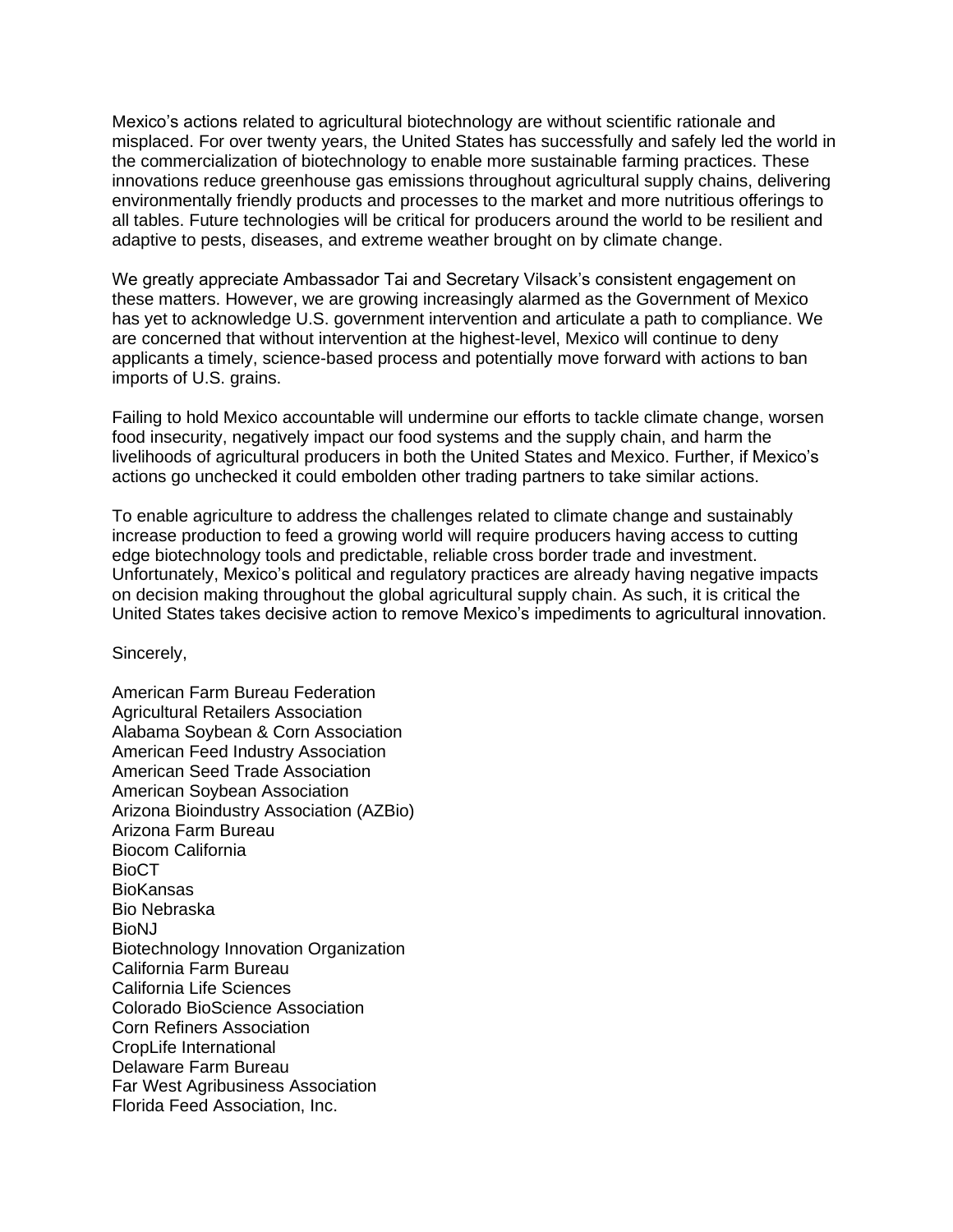Mexico's actions related to agricultural biotechnology are without scientific rationale and misplaced. For over twenty years, the United States has successfully and safely led the world in the commercialization of biotechnology to enable more sustainable farming practices. These innovations reduce greenhouse gas emissions throughout agricultural supply chains, delivering environmentally friendly products and processes to the market and more nutritious offerings to all tables. Future technologies will be critical for producers around the world to be resilient and adaptive to pests, diseases, and extreme weather brought on by climate change.

We greatly appreciate Ambassador Tai and Secretary Vilsack's consistent engagement on these matters. However, we are growing increasingly alarmed as the Government of Mexico has yet to acknowledge U.S. government intervention and articulate a path to compliance. We are concerned that without intervention at the highest-level, Mexico will continue to deny applicants a timely, science-based process and potentially move forward with actions to ban imports of U.S. grains.

Failing to hold Mexico accountable will undermine our efforts to tackle climate change, worsen food insecurity, negatively impact our food systems and the supply chain, and harm the livelihoods of agricultural producers in both the United States and Mexico. Further, if Mexico's actions go unchecked it could embolden other trading partners to take similar actions.

To enable agriculture to address the challenges related to climate change and sustainably increase production to feed a growing world will require producers having access to cutting edge biotechnology tools and predictable, reliable cross border trade and investment. Unfortunately, Mexico's political and regulatory practices are already having negative impacts on decision making throughout the global agricultural supply chain. As such, it is critical the United States takes decisive action to remove Mexico's impediments to agricultural innovation.

Sincerely,

American Farm Bureau Federation
Agricultural Retailers Association
Alabama Soybean & Corn Association
American Feed Industry Association
American Seed Trade Association
American Soybean Association
Arizona Bioindustry Association (AZBio)
Arizona Farm Bureau
Biocom California
BioCT
BioKansas
Bio Nebraska
BioNJ
Biotechnology Innovation Organization
California Farm Bureau
California Life Sciences
Colorado BioScience Association
Corn Refiners Association
CropLife International
Delaware Farm Bureau
Far West Agribusiness Association
Florida Feed Association, Inc.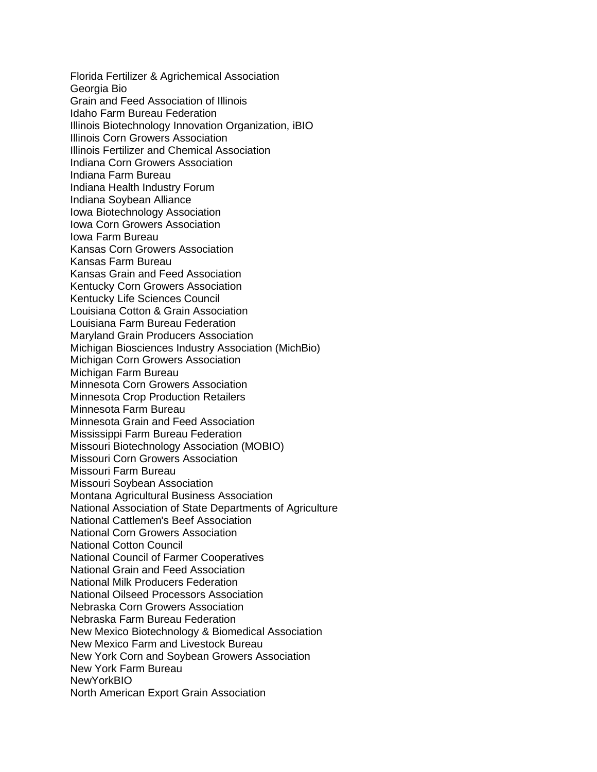Florida Fertilizer & Agrichemical Association
Georgia Bio
Grain and Feed Association of Illinois
Idaho Farm Bureau Federation
Illinois Biotechnology Innovation Organization, iBIO
Illinois Corn Growers Association
Illinois Fertilizer and Chemical Association
Indiana Corn Growers Association
Indiana Farm Bureau
Indiana Health Industry Forum
Indiana Soybean Alliance
Iowa Biotechnology Association
Iowa Corn Growers Association
Iowa Farm Bureau
Kansas Corn Growers Association
Kansas Farm Bureau
Kansas Grain and Feed Association
Kentucky Corn Growers Association
Kentucky Life Sciences Council
Louisiana Cotton & Grain Association
Louisiana Farm Bureau Federation
Maryland Grain Producers Association
Michigan Biosciences Industry Association (MichBio)
Michigan Corn Growers Association
Michigan Farm Bureau
Minnesota Corn Growers Association
Minnesota Crop Production Retailers
Minnesota Farm Bureau
Minnesota Grain and Feed Association
Mississippi Farm Bureau Federation
Missouri Biotechnology Association (MOBIO)
Missouri Corn Growers Association
Missouri Farm Bureau
Missouri Soybean Association
Montana Agricultural Business Association
National Association of State Departments of Agriculture
National Cattlemen's Beef Association
National Corn Growers Association
National Cotton Council
National Council of Farmer Cooperatives
National Grain and Feed Association
National Milk Producers Federation
National Oilseed Processors Association
Nebraska Corn Growers Association
Nebraska Farm Bureau Federation
New Mexico Biotechnology & Biomedical Association
New Mexico Farm and Livestock Bureau
New York Corn and Soybean Growers Association
New York Farm Bureau
NewYorkBIO
North American Export Grain Association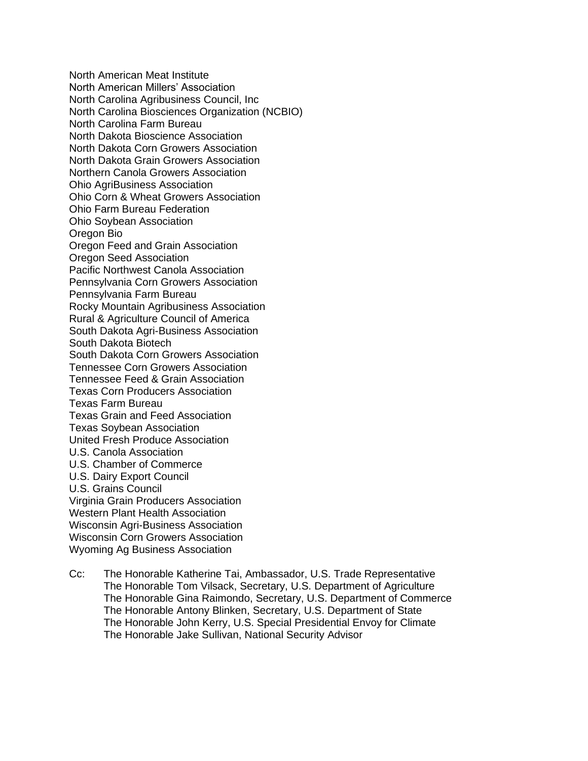North American Meat Institute
North American Millers' Association
North Carolina Agribusiness Council, Inc
North Carolina Biosciences Organization (NCBIO)
North Carolina Farm Bureau
North Dakota Bioscience Association
North Dakota Corn Growers Association
North Dakota Grain Growers Association
Northern Canola Growers Association
Ohio AgriBusiness Association
Ohio Corn & Wheat Growers Association
Ohio Farm Bureau Federation
Ohio Soybean Association
Oregon Bio
Oregon Feed and Grain Association
Oregon Seed Association
Pacific Northwest Canola Association
Pennsylvania Corn Growers Association
Pennsylvania Farm Bureau
Rocky Mountain Agribusiness Association
Rural & Agriculture Council of America
South Dakota Agri-Business Association
South Dakota Biotech
South Dakota Corn Growers Association
Tennessee Corn Growers Association
Tennessee Feed & Grain Association
Texas Corn Producers Association
Texas Farm Bureau
Texas Grain and Feed Association
Texas Soybean Association
United Fresh Produce Association
U.S. Canola Association
U.S. Chamber of Commerce
U.S. Dairy Export Council
U.S. Grains Council
Virginia Grain Producers Association
Western Plant Health Association
Wisconsin Agri-Business Association
Wisconsin Corn Growers Association
Wyoming Ag Business Association

Cc: The Honorable Katherine Tai, Ambassador, U.S. Trade Representative
The Honorable Tom Vilsack, Secretary, U.S. Department of Agriculture
The Honorable Gina Raimondo, Secretary, U.S. Department of Commerce
The Honorable Antony Blinken, Secretary, U.S. Department of State
The Honorable John Kerry, U.S. Special Presidential Envoy for Climate
The Honorable Jake Sullivan, National Security Advisor